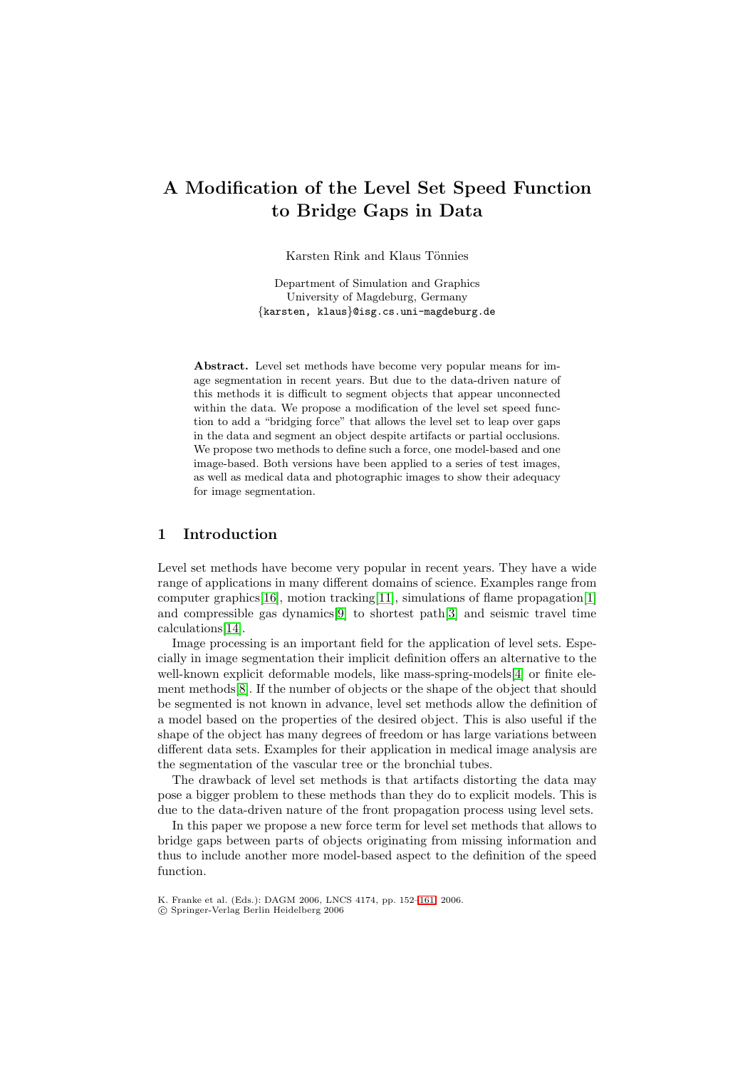# A Modification of the Level Set Speed Function to Bridge Gaps in Data

Karsten Rink and Klaus Tönnies

Department of Simulation and Graphics
University of Magdeburg, Germany
{karsten, klaus}@isg.cs.uni-magdeburg.de

**Abstract.** Level set methods have become very popular means for image segmentation in recent years. But due to the data-driven nature of this methods it is difficult to segment objects that appear unconnected within the data. We propose a modification of the level set speed function to add a "bridging force" that allows the level set to leap over gaps in the data and segment an object despite artifacts or partial occlusions. We propose two methods to define such a force, one model-based and one image-based. Both versions have been applied to a series of test images, as well as medical data and photographic images to show their adequacy for image segmentation.

## 1 Introduction

Level set methods have become very popular in recent years. They have a wide range of applications in many different domains of science. Examples range from computer graphics[16], motion tracking[11], simulations of flame propagation[1] and compressible gas dynamics[9] to shortest path[3] and seismic travel time calculations[14].

Image processing is an important field for the application of level sets. Especially in image segmentation their implicit definition offers an alternative to the well-known explicit deformable models, like mass-spring-models[4] or finite element methods[8]. If the number of objects or the shape of the object that should be segmented is not known in advance, level set methods allow the definition of a model based on the properties of the desired object. This is also useful if the shape of the object has many degrees of freedom or has large variations between different data sets. Examples for their application in medical image analysis are the segmentation of the vascular tree or the bronchial tubes.

The drawback of level set methods is that artifacts distorting the data may pose a bigger problem to these methods than they do to explicit models. This is due to the data-driven nature of the front propagation process using level sets.

In this paper we propose a new force term for level set methods that allows to bridge gaps between parts of objects originating from missing information and thus to include another more model-based aspect to the definition of the speed function.

K. Franke et al. (Eds.): DAGM 2006, LNCS 4174, pp. 152–161, 2006.
© Springer-Verlag Berlin Heidelberg 2006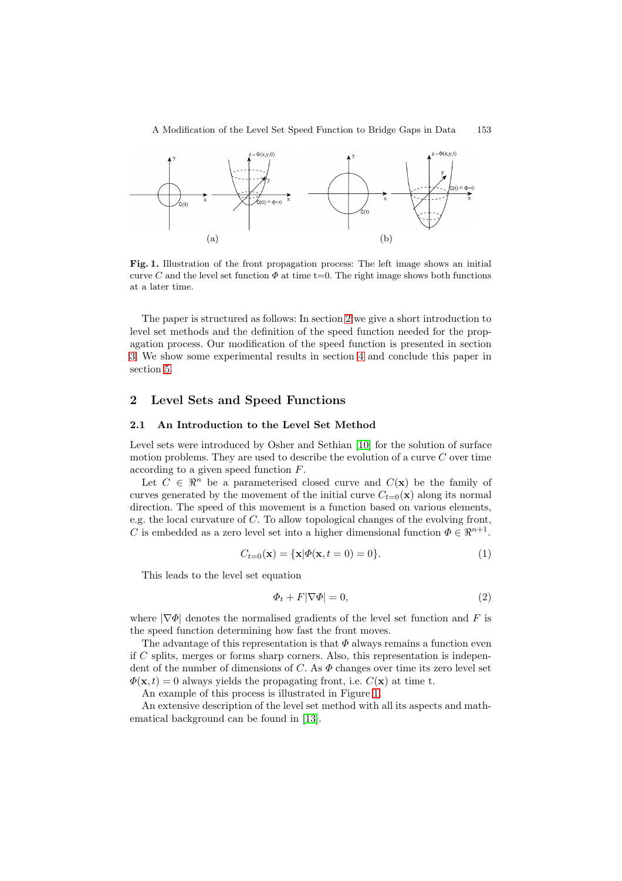**Fig. 1.** Illustration of the front propagation process: The left image shows an initial curve $C$ and the level set function $\Phi$ at time t=0. The right image shows both functions at a later time.

The paper is structured as follows: In section 2 we give a short introduction to level set methods and the definition of the speed function needed for the propagation process. Our modification of the speed function is presented in section 3. We show some experimental results in section 4 and conclude this paper in section 5.

## 2 Level Sets and Speed Functions

### 2.1 An Introduction to the Level Set Method

Level sets were introduced by Osher and Sethian [10] for the solution of surface motion problems. They are used to describe the evolution of a curve $C$ over time according to a given speed function $F$.

Let $C \in \Re^n$ be a parameterised closed curve and $C(\mathbf{x})$ be the family of curves generated by the movement of the initial curve $C_{t=0}(\mathbf{x})$ along its normal direction. The speed of this movement is a function based on various elements, e.g. the local curvature of $C$. To allow topological changes of the evolving front, $C$ is embedded as a zero level set into a higher dimensional function $\Phi \in \Re^{n+1}$.

$$C_{t=0}(\mathbf{x}) = \{\mathbf{x}|\Phi(\mathbf{x}, t = 0) = 0\}. \tag{1}$$

This leads to the level set equation

$$\Phi_t + F|\nabla\Phi| = 0, \tag{2}$$

where $|\nabla\Phi|$ denotes the normalised gradients of the level set function and $F$ is the speed function determining how fast the front moves.

The advantage of this representation is that $\Phi$ always remains a function even if $C$ splits, merges or forms sharp corners. Also, this representation is independent of the number of dimensions of $C$. As $\Phi$ changes over time its zero level set $\Phi(\mathbf{x}, t) = 0$ always yields the propagating front, i.e. $C(\mathbf{x})$ at time t.

An example of this process is illustrated in Figure 1.

An extensive description of the level set method with all its aspects and mathematical background can be found in [13].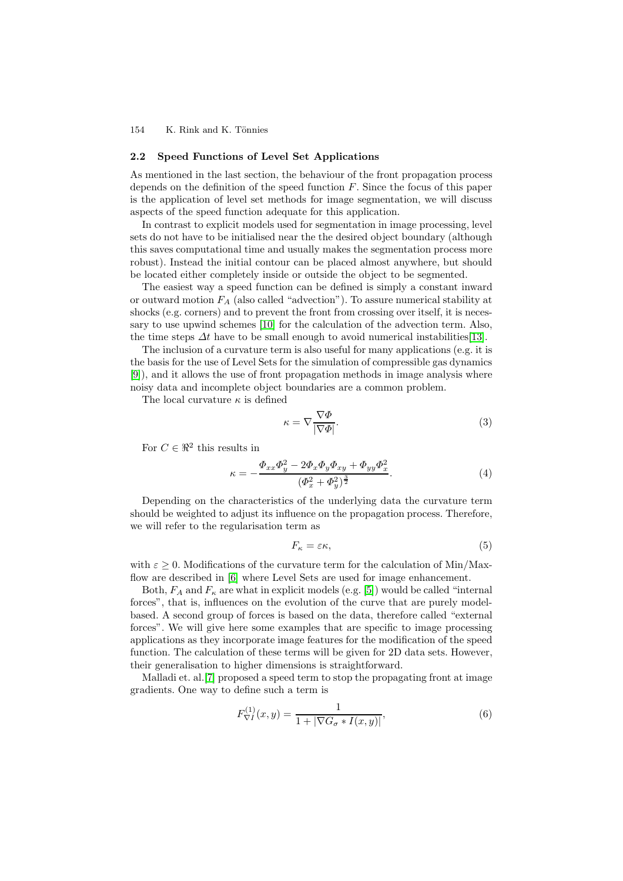## 2.2 Speed Functions of Level Set Applications

As mentioned in the last section, the behaviour of the front propagation process depends on the definition of the speed function $F$. Since the focus of this paper is the application of level set methods for image segmentation, we will discuss aspects of the speed function adequate for this application.

In contrast to explicit models used for segmentation in image processing, level sets do not have to be initialised near the the desired object boundary (although this saves computational time and usually makes the segmentation process more robust). Instead the initial contour can be placed almost anywhere, but should be located either completely inside or outside the object to be segmented.

The easiest way a speed function can be defined is simply a constant inward or outward motion $F_A$ (also called "advection"). To assure numerical stability at shocks (e.g. corners) and to prevent the front from crossing over itself, it is necessary to use upwind schemes [10] for the calculation of the advection term. Also, the time steps $\Delta t$ have to be small enough to avoid numerical instabilities[13].

The inclusion of a curvature term is also useful for many applications (e.g. it is the basis for the use of Level Sets for the simulation of compressible gas dynamics [9]), and it allows the use of front propagation methods in image analysis where noisy data and incomplete object boundaries are a common problem.

The local curvature $\kappa$ is defined

$$\kappa = \nabla \frac{\nabla \Phi}{|\nabla \Phi|}. \tag{3}$$

For $C \in \Re^2$ this results in

$$\kappa = -\frac{\Phi_{xx}\Phi_y^2 - 2\Phi_x\Phi_y\Phi_{xy} + \Phi_{yy}\Phi_x^2}{(\Phi_x^2 + \Phi_y^2)^{\frac{3}{2}}}. \tag{4}$$

Depending on the characteristics of the underlying data the curvature term should be weighted to adjust its influence on the propagation process. Therefore, we will refer to the regularisation term as

$$F_\kappa = \varepsilon\kappa, \tag{5}$$

with $\varepsilon \geq 0$. Modifications of the curvature term for the calculation of Min/Max-flow are described in [6] where Level Sets are used for image enhancement.

Both, $F_A$ and $F_\kappa$ are what in explicit models (e.g. [5]) would be called "internal forces", that is, influences on the evolution of the curve that are purely model-based. A second group of forces is based on the data, therefore called "external forces". We will give here some examples that are specific to image processing applications as they incorporate image features for the modification of the speed function. The calculation of these terms will be given for 2D data sets. However, their generalisation to higher dimensions is straightforward.

Malladi et. al.[7] proposed a speed term to stop the propagating front at image gradients. One way to define such a term is

$$F_{\nabla I}^{(1)}(x, y) = \frac{1}{1 + |\nabla G_\sigma * I(x, y)|}, \tag{6}$$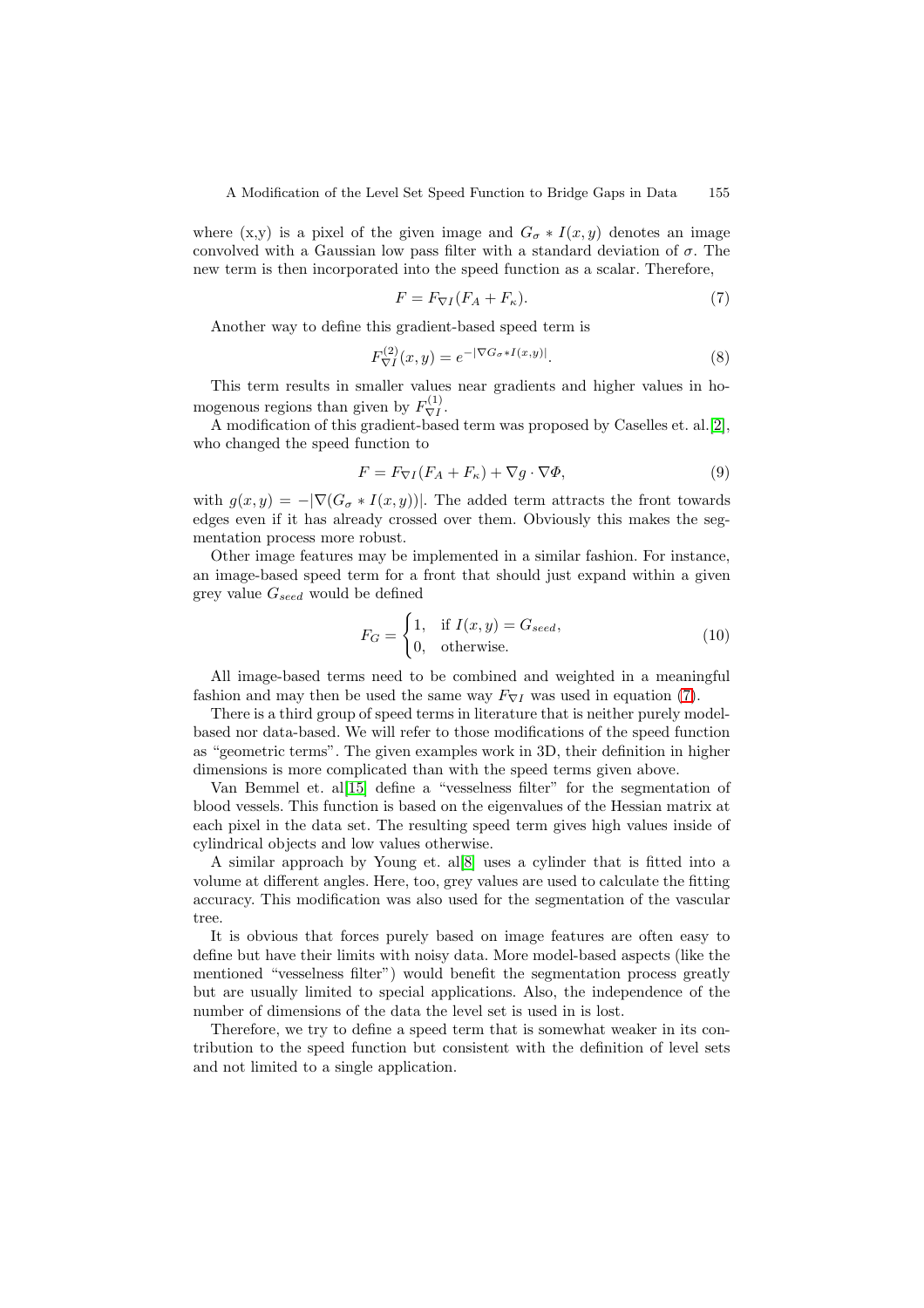where (x,y) is a pixel of the given image and $G_\sigma * I(x, y)$ denotes an image convolved with a Gaussian low pass filter with a standard deviation of $\sigma$. The new term is then incorporated into the speed function as a scalar. Therefore,

$$F = F_{\nabla I}(F_A + F_\kappa). \tag{7}$$

Another way to define this gradient-based speed term is

$$F^{(2)}_{\nabla I}(x, y) = e^{-|\nabla G_\sigma * I(x,y)|}. \tag{8}$$

This term results in smaller values near gradients and higher values in homogenous regions than given by $F^{(1)}_{\nabla I}$.

A modification of this gradient-based term was proposed by Caselles et. al.[2], who changed the speed function to

$$F = F_{\nabla I}(F_A + F_\kappa) + \nabla g \cdot \nabla \Phi, \tag{9}$$

with $g(x, y) = -|\nabla(G_\sigma * I(x, y))|$. The added term attracts the front towards edges even if it has already crossed over them. Obviously this makes the segmentation process more robust.

Other image features may be implemented in a similar fashion. For instance, an image-based speed term for a front that should just expand within a given grey value $G_{seed}$ would be defined

$$F_G = \begin{cases} 1, & \text{if } I(x, y) = G_{seed}, \\ 0, & \text{otherwise.} \end{cases} \tag{10}$$

All image-based terms need to be combined and weighted in a meaningful fashion and may then be used the same way $F_{\nabla I}$ was used in equation (7).

There is a third group of speed terms in literature that is neither purely model-based nor data-based. We will refer to those modifications of the speed function as "geometric terms". The given examples work in 3D, their definition in higher dimensions is more complicated than with the speed terms given above.

Van Bemmel et. al[15] define a "vesselness filter" for the segmentation of blood vessels. This function is based on the eigenvalues of the Hessian matrix at each pixel in the data set. The resulting speed term gives high values inside of cylindrical objects and low values otherwise.

A similar approach by Young et. al[8] uses a cylinder that is fitted into a volume at different angles. Here, too, grey values are used to calculate the fitting accuracy. This modification was also used for the segmentation of the vascular tree.

It is obvious that forces purely based on image features are often easy to define but have their limits with noisy data. More model-based aspects (like the mentioned "vesselness filter") would benefit the segmentation process greatly but are usually limited to special applications. Also, the independence of the number of dimensions of the data the level set is used in is lost.

Therefore, we try to define a speed term that is somewhat weaker in its contribution to the speed function but consistent with the definition of level sets and not limited to a single application.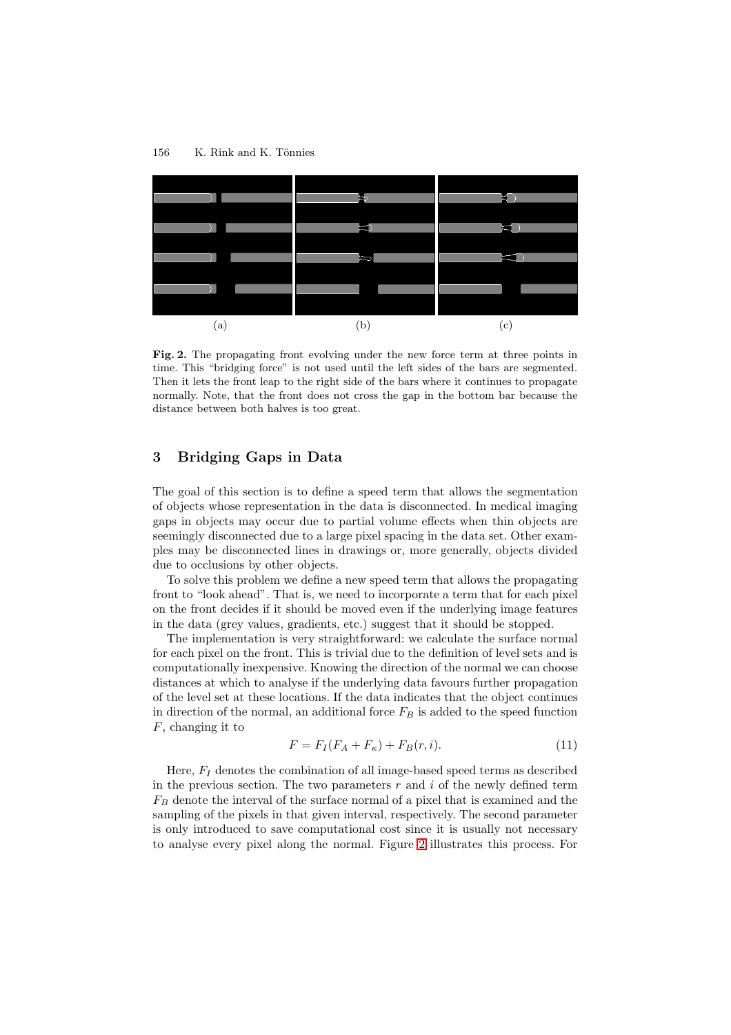(a) (b) (c)

**Fig. 2.** The propagating front evolving under the new force term at three points in time. This "bridging force" is not used until the left sides of the bars are segmented. Then it lets the front leap to the right side of the bars where it continues to propagate normally. Note, that the front does not cross the gap in the bottom bar because the distance between both halves is too great.

## 3 Bridging Gaps in Data

The goal of this section is to define a speed term that allows the segmentation of objects whose representation in the data is disconnected. In medical imaging gaps in objects may occur due to partial volume effects when thin objects are seemingly disconnected due to a large pixel spacing in the data set. Other examples may be disconnected lines in drawings or, more generally, objects divided due to occlusions by other objects.

To solve this problem we define a new speed term that allows the propagating front to "look ahead". That is, we need to incorporate a term that for each pixel on the front decides if it should be moved even if the underlying image features in the data (grey values, gradients, etc.) suggest that it should be stopped.

The implementation is very straightforward: we calculate the surface normal for each pixel on the front. This is trivial due to the definition of level sets and is computationally inexpensive. Knowing the direction of the normal we can choose distances at which to analyse if the underlying data favours further propagation of the level set at these locations. If the data indicates that the object continues in direction of the normal, an additional force $F_B$ is added to the speed function $F$, changing it to

$$F = F_I(F_A + F_\kappa) + F_B(r, i). \tag{11}$$

Here, $F_I$ denotes the combination of all image-based speed terms as described in the previous section. The two parameters $r$ and $i$ of the newly defined term $F_B$ denote the interval of the surface normal of a pixel that is examined and the sampling of the pixels in that given interval, respectively. The second parameter is only introduced to save computational cost since it is usually not necessary to analyse every pixel along the normal. Figure 2 illustrates this process. For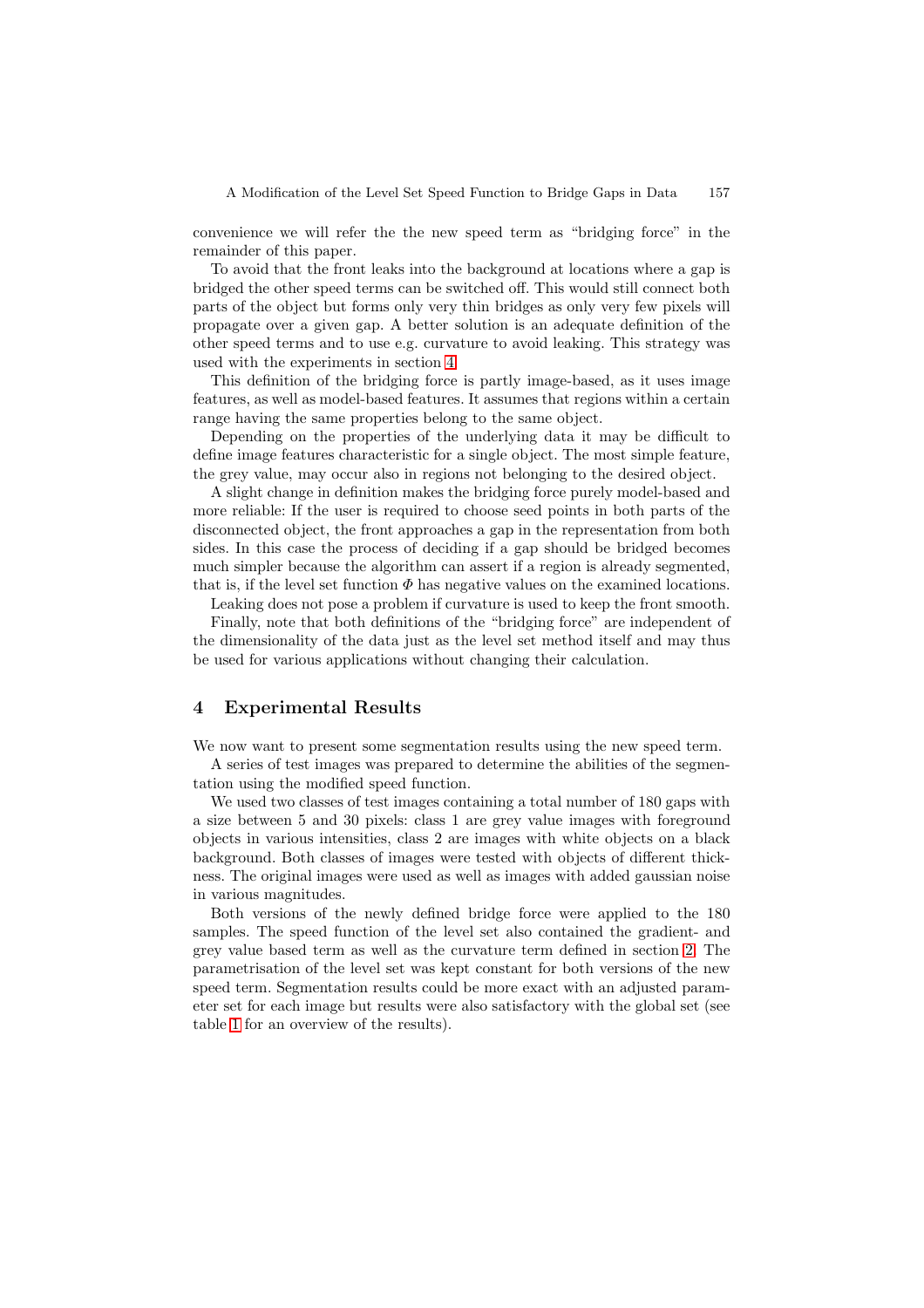convenience we will refer the the new speed term as "bridging force" in the remainder of this paper.

To avoid that the front leaks into the background at locations where a gap is bridged the other speed terms can be switched off. This would still connect both parts of the object but forms only very thin bridges as only very few pixels will propagate over a given gap. A better solution is an adequate definition of the other speed terms and to use e.g. curvature to avoid leaking. This strategy was used with the experiments in section 4.

This definition of the bridging force is partly image-based, as it uses image features, as well as model-based features. It assumes that regions within a certain range having the same properties belong to the same object.

Depending on the properties of the underlying data it may be difficult to define image features characteristic for a single object. The most simple feature, the grey value, may occur also in regions not belonging to the desired object.

A slight change in definition makes the bridging force purely model-based and more reliable: If the user is required to choose seed points in both parts of the disconnected object, the front approaches a gap in the representation from both sides. In this case the process of deciding if a gap should be bridged becomes much simpler because the algorithm can assert if a region is already segmented, that is, if the level set function $\Phi$ has negative values on the examined locations.

Leaking does not pose a problem if curvature is used to keep the front smooth.

Finally, note that both definitions of the "bridging force" are independent of the dimensionality of the data just as the level set method itself and may thus be used for various applications without changing their calculation.

## 4 Experimental Results

We now want to present some segmentation results using the new speed term.

A series of test images was prepared to determine the abilities of the segmentation using the modified speed function.

We used two classes of test images containing a total number of 180 gaps with a size between 5 and 30 pixels: class 1 are grey value images with foreground objects in various intensities, class 2 are images with white objects on a black background. Both classes of images were tested with objects of different thickness. The original images were used as well as images with added gaussian noise in various magnitudes.

Both versions of the newly defined bridge force were applied to the 180 samples. The speed function of the level set also contained the gradient- and grey value based term as well as the curvature term defined in section 2. The parametrisation of the level set was kept constant for both versions of the new speed term. Segmentation results could be more exact with an adjusted parameter set for each image but results were also satisfactory with the global set (see table 1 for an overview of the results).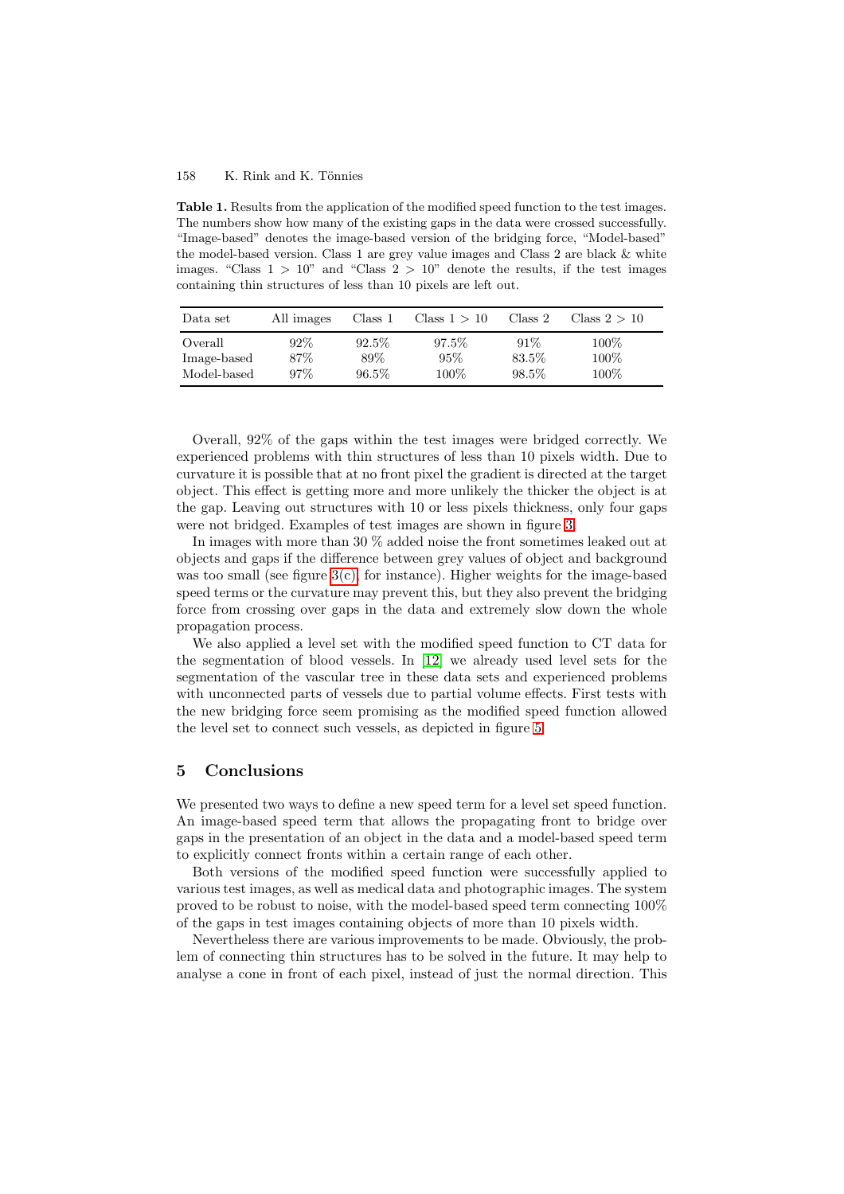**Table 1.** Results from the application of the modified speed function to the test images. The numbers show how many of the existing gaps in the data were crossed successfully. "Image-based" denotes the image-based version of the bridging force, "Model-based" the model-based version. Class 1 are grey value images and Class 2 are black & white images. "Class $1 > 10$" and "Class $2 > 10$" denote the results, if the test images containing thin structures of less than 10 pixels are left out.

| Data set | All images | Class 1 | Class $1 > 10$ | Class 2 | Class $2 > 10$ |
|---|---|---|---|---|---|
| Overall | 92% | 92.5% | 97.5% | 91% | 100% |
| Image-based | 87% | 89% | 95% | 83.5% | 100% |
| Model-based | 97% | 96.5% | 100% | 98.5% | 100% |

Overall, 92% of the gaps within the test images were bridged correctly. We experienced problems with thin structures of less than 10 pixels width. Due to curvature it is possible that at no front pixel the gradient is directed at the target object. This effect is getting more and more unlikely the thicker the object is at the gap. Leaving out structures with 10 or less pixels thickness, only four gaps were not bridged. Examples of test images are shown in figure 3.

In images with more than 30 % added noise the front sometimes leaked out at objects and gaps if the difference between grey values of object and background was too small (see figure 3(c), for instance). Higher weights for the image-based speed terms or the curvature may prevent this, but they also prevent the bridging force from crossing over gaps in the data and extremely slow down the whole propagation process.

We also applied a level set with the modified speed function to CT data for the segmentation of blood vessels. In [12] we already used level sets for the segmentation of the vascular tree in these data sets and experienced problems with unconnected parts of vessels due to partial volume effects. First tests with the new bridging force seem promising as the modified speed function allowed the level set to connect such vessels, as depicted in figure 5.

## 5 Conclusions

We presented two ways to define a new speed term for a level set speed function. An image-based speed term that allows the propagating front to bridge over gaps in the presentation of an object in the data and a model-based speed term to explicitly connect fronts within a certain range of each other.

Both versions of the modified speed function were successfully applied to various test images, as well as medical data and photographic images. The system proved to be robust to noise, with the model-based speed term connecting 100% of the gaps in test images containing objects of more than 10 pixels width.

Nevertheless there are various improvements to be made. Obviously, the problem of connecting thin structures has to be solved in the future. It may help to analyse a cone in front of each pixel, instead of just the normal direction. This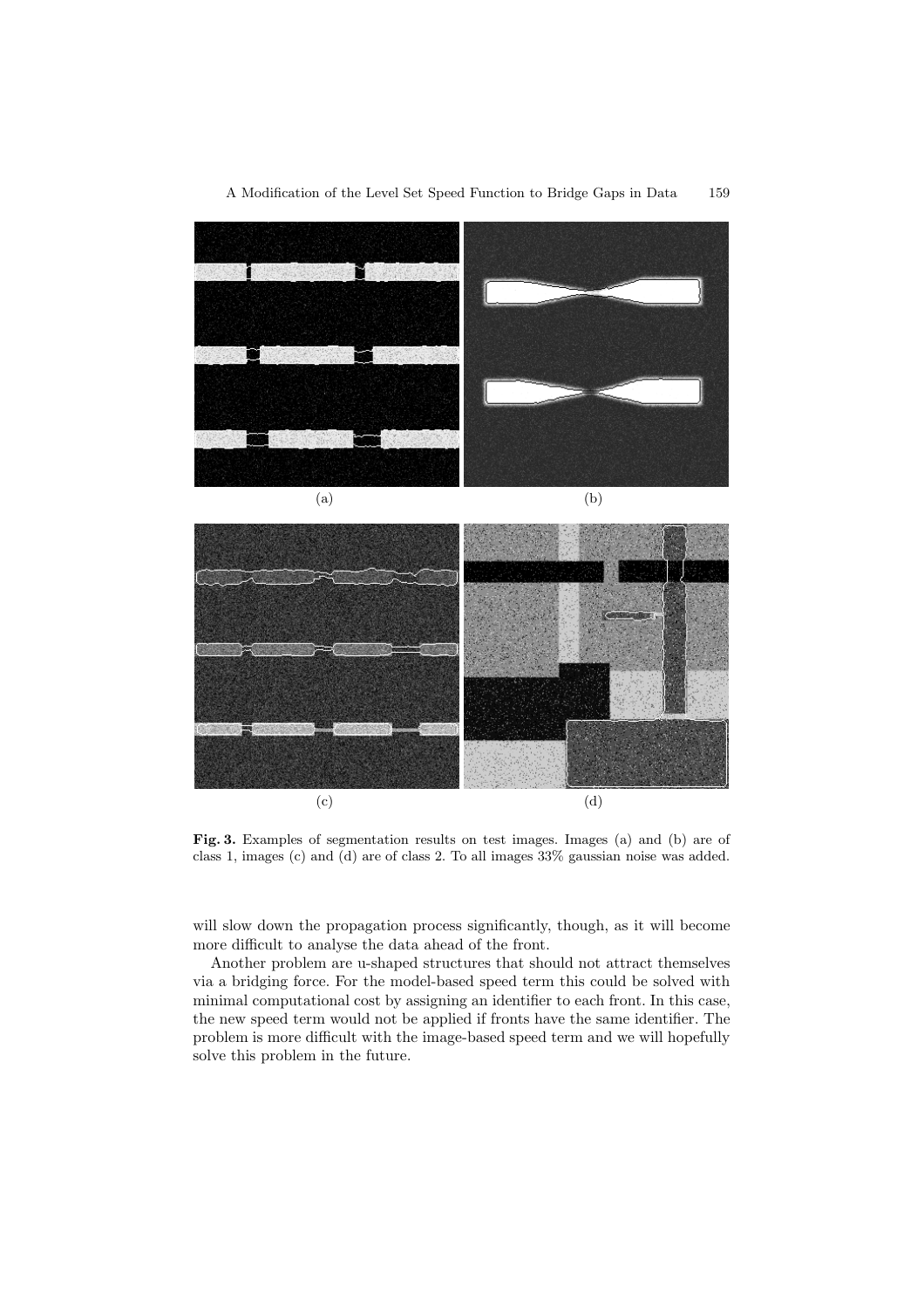(a) (b)

(c) (d)

**Fig. 3.** Examples of segmentation results on test images. Images (a) and (b) are of class 1, images (c) and (d) are of class 2. To all images 33% gaussian noise was added.

will slow down the propagation process significantly, though, as it will become more difficult to analyse the data ahead of the front.

Another problem are u-shaped structures that should not attract themselves via a bridging force. For the model-based speed term this could be solved with minimal computational cost by assigning an identifier to each front. In this case, the new speed term would not be applied if fronts have the same identifier. The problem is more difficult with the image-based speed term and we will hopefully solve this problem in the future.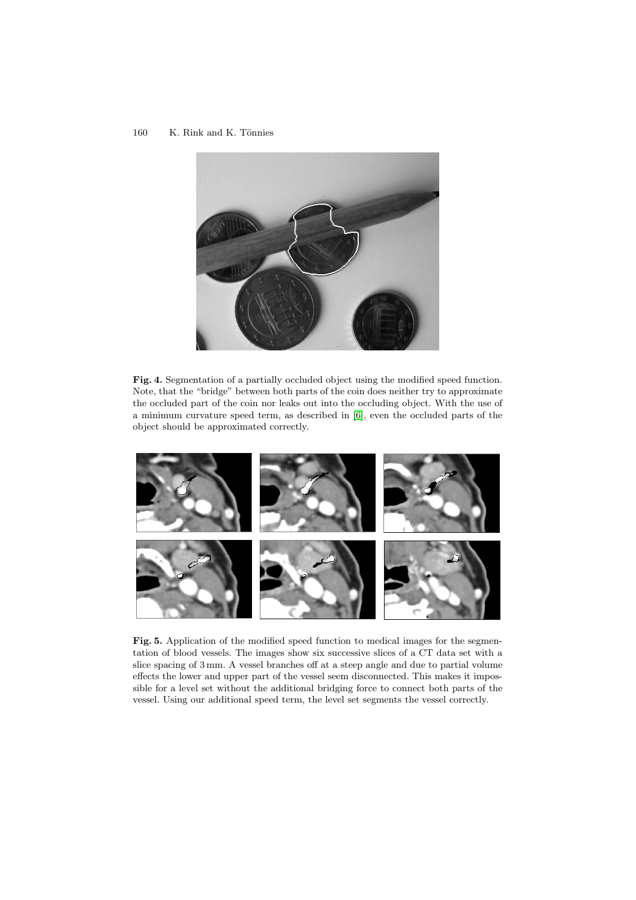**Fig. 4.** Segmentation of a partially occluded object using the modified speed function. Note, that the "bridge" between both parts of the coin does neither try to approximate the occluded part of the coin nor leaks out into the occluding object. With the use of a minimum curvature speed term, as described in [6], even the occluded parts of the object should be approximated correctly.

**Fig. 5.** Application of the modified speed function to medical images for the segmentation of blood vessels. The images show six successive slices of a CT data set with a slice spacing of 3 mm. A vessel branches off at a steep angle and due to partial volume effects the lower and upper part of the vessel seem disconnected. This makes it impossible for a level set without the additional bridging force to connect both parts of the vessel. Using our additional speed term, the level set segments the vessel correctly.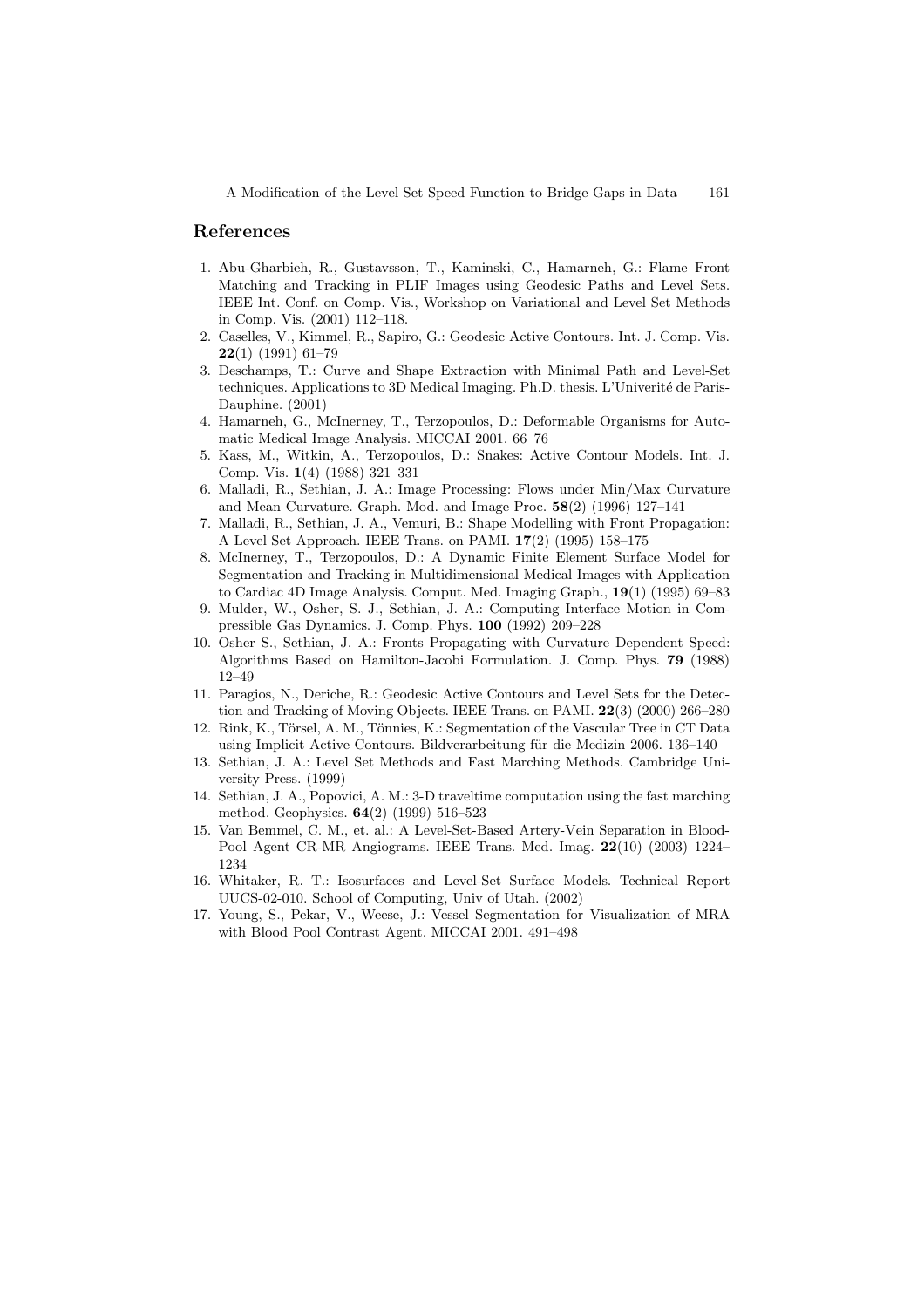## References

1. Abu-Gharbieh, R., Gustavsson, T., Kaminski, C., Hamarneh, G.: Flame Front Matching and Tracking in PLIF Images using Geodesic Paths and Level Sets. IEEE Int. Conf. on Comp. Vis., Workshop on Variational and Level Set Methods in Comp. Vis. (2001) 112–118.
2. Caselles, V., Kimmel, R., Sapiro, G.: Geodesic Active Contours. Int. J. Comp. Vis. **22**(1) (1991) 61–79
3. Deschamps, T.: Curve and Shape Extraction with Minimal Path and Level-Set techniques. Applications to 3D Medical Imaging. Ph.D. thesis. L'Univerité de Paris-Dauphine. (2001)
4. Hamarneh, G., McInerney, T., Terzopoulos, D.: Deformable Organisms for Automatic Medical Image Analysis. MICCAI 2001. 66–76
5. Kass, M., Witkin, A., Terzopoulos, D.: Snakes: Active Contour Models. Int. J. Comp. Vis. **1**(4) (1988) 321–331
6. Malladi, R., Sethian, J. A.: Image Processing: Flows under Min/Max Curvature and Mean Curvature. Graph. Mod. and Image Proc. **58**(2) (1996) 127–141
7. Malladi, R., Sethian, J. A., Vemuri, B.: Shape Modelling with Front Propagation: A Level Set Approach. IEEE Trans. on PAMI. **17**(2) (1995) 158–175
8. McInerney, T., Terzopoulos, D.: A Dynamic Finite Element Surface Model for Segmentation and Tracking in Multidimensional Medical Images with Application to Cardiac 4D Image Analysis. Comput. Med. Imaging Graph., **19**(1) (1995) 69–83
9. Mulder, W., Osher, S. J., Sethian, J. A.: Computing Interface Motion in Compressible Gas Dynamics. J. Comp. Phys. **100** (1992) 209–228
10. Osher S., Sethian, J. A.: Fronts Propagating with Curvature Dependent Speed: Algorithms Based on Hamilton-Jacobi Formulation. J. Comp. Phys. **79** (1988) 12–49
11. Paragios, N., Deriche, R.: Geodesic Active Contours and Level Sets for the Detection and Tracking of Moving Objects. IEEE Trans. on PAMI. **22**(3) (2000) 266–280
12. Rink, K., Törsel, A. M., Tönnies, K.: Segmentation of the Vascular Tree in CT Data using Implicit Active Contours. Bildverarbeitung für die Medizin 2006. 136–140
13. Sethian, J. A.: Level Set Methods and Fast Marching Methods. Cambridge University Press. (1999)
14. Sethian, J. A., Popovici, A. M.: 3-D traveltime computation using the fast marching method. Geophysics. **64**(2) (1999) 516–523
15. Van Bemmel, C. M., et. al.: A Level-Set-Based Artery-Vein Separation in Blood-Pool Agent CR-MR Angiograms. IEEE Trans. Med. Imag. **22**(10) (2003) 1224–1234
16. Whitaker, R. T.: Isosurfaces and Level-Set Surface Models. Technical Report UUCS-02-010. School of Computing, Univ of Utah. (2002)
17. Young, S., Pekar, V., Weese, J.: Vessel Segmentation for Visualization of MRA with Blood Pool Contrast Agent. MICCAI 2001. 491–498